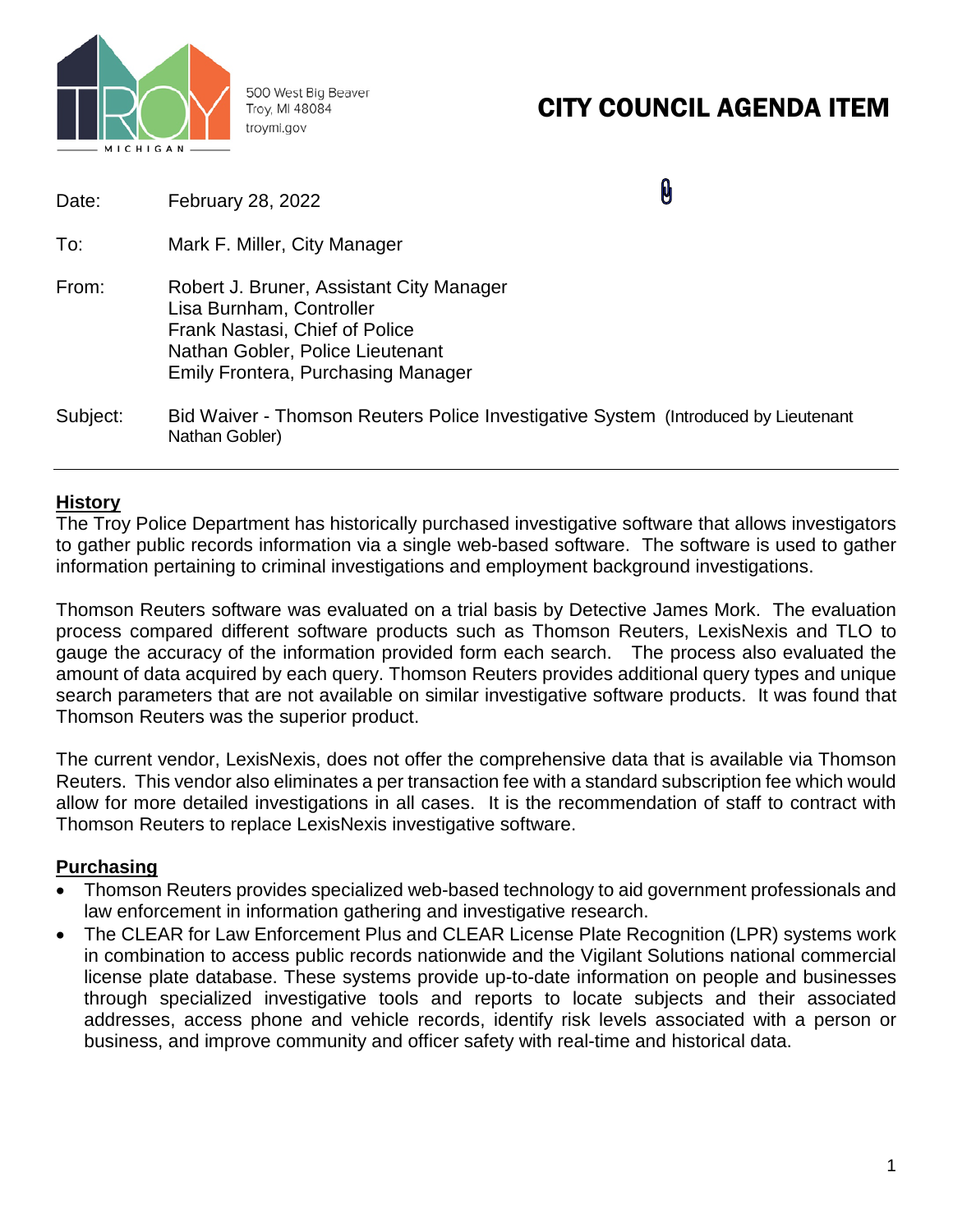500 West Big Beaver
Troy, MI 48084
troymi.gov

# CITY COUNCIL AGENDA ITEM

| | |
|---|---|
| Date: | February 28, 2022 |
| To: | Mark F. Miller, City Manager |
| From: | Robert J. Bruner, Assistant City Manager<br>Lisa Burnham, Controller<br>Frank Nastasi, Chief of Police<br>Nathan Gobler, Police Lieutenant<br>Emily Frontera, Purchasing Manager |
| Subject: | Bid Waiver - Thomson Reuters Police Investigative System (Introduced by Lieutenant Nathan Gobler) |

---

## History

The Troy Police Department has historically purchased investigative software that allows investigators to gather public records information via a single web-based software. The software is used to gather information pertaining to criminal investigations and employment background investigations.

Thomson Reuters software was evaluated on a trial basis by Detective James Mork. The evaluation process compared different software products such as Thomson Reuters, LexisNexis and TLO to gauge the accuracy of the information provided form each search. The process also evaluated the amount of data acquired by each query. Thomson Reuters provides additional query types and unique search parameters that are not available on similar investigative software products. It was found that Thomson Reuters was the superior product.

The current vendor, LexisNexis, does not offer the comprehensive data that is available via Thomson Reuters. This vendor also eliminates a per transaction fee with a standard subscription fee which would allow for more detailed investigations in all cases. It is the recommendation of staff to contract with Thomson Reuters to replace LexisNexis investigative software.

## Purchasing

- Thomson Reuters provides specialized web-based technology to aid government professionals and law enforcement in information gathering and investigative research.
- The CLEAR for Law Enforcement Plus and CLEAR License Plate Recognition (LPR) systems work in combination to access public records nationwide and the Vigilant Solutions national commercial license plate database. These systems provide up-to-date information on people and businesses through specialized investigative tools and reports to locate subjects and their associated addresses, access phone and vehicle records, identify risk levels associated with a person or business, and improve community and officer safety with real-time and historical data.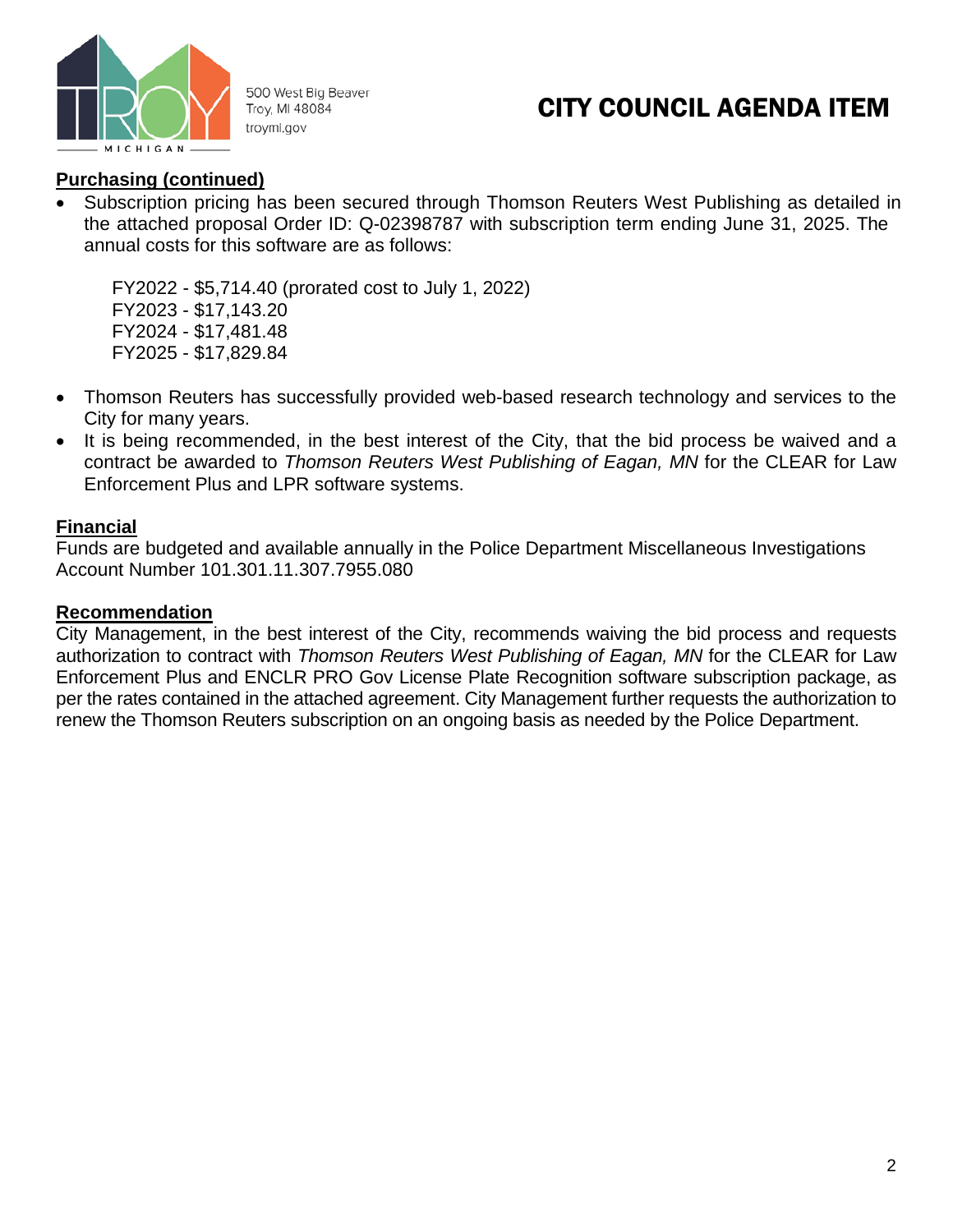## Purchasing (continued)

- Subscription pricing has been secured through Thomson Reuters West Publishing as detailed in the attached proposal Order ID: Q-02398787 with subscription term ending June 31, 2025. The annual costs for this software are as follows:

  FY2022 - $5,714.40 (prorated cost to July 1, 2022)
  FY2023 - $17,143.20
  FY2024 - $17,481.48
  FY2025 - $17,829.84

- Thomson Reuters has successfully provided web-based research technology and services to the City for many years.
- It is being recommended, in the best interest of the City, that the bid process be waived and a contract be awarded to *Thomson Reuters West Publishing of Eagan, MN* for the CLEAR for Law Enforcement Plus and LPR software systems.

## Financial

Funds are budgeted and available annually in the Police Department Miscellaneous Investigations Account Number 101.301.11.307.7955.080

## Recommendation

City Management, in the best interest of the City, recommends waiving the bid process and requests authorization to contract with *Thomson Reuters West Publishing of Eagan, MN* for the CLEAR for Law Enforcement Plus and ENCLR PRO Gov License Plate Recognition software subscription package, as per the rates contained in the attached agreement. City Management further requests the authorization to renew the Thomson Reuters subscription on an ongoing basis as needed by the Police Department.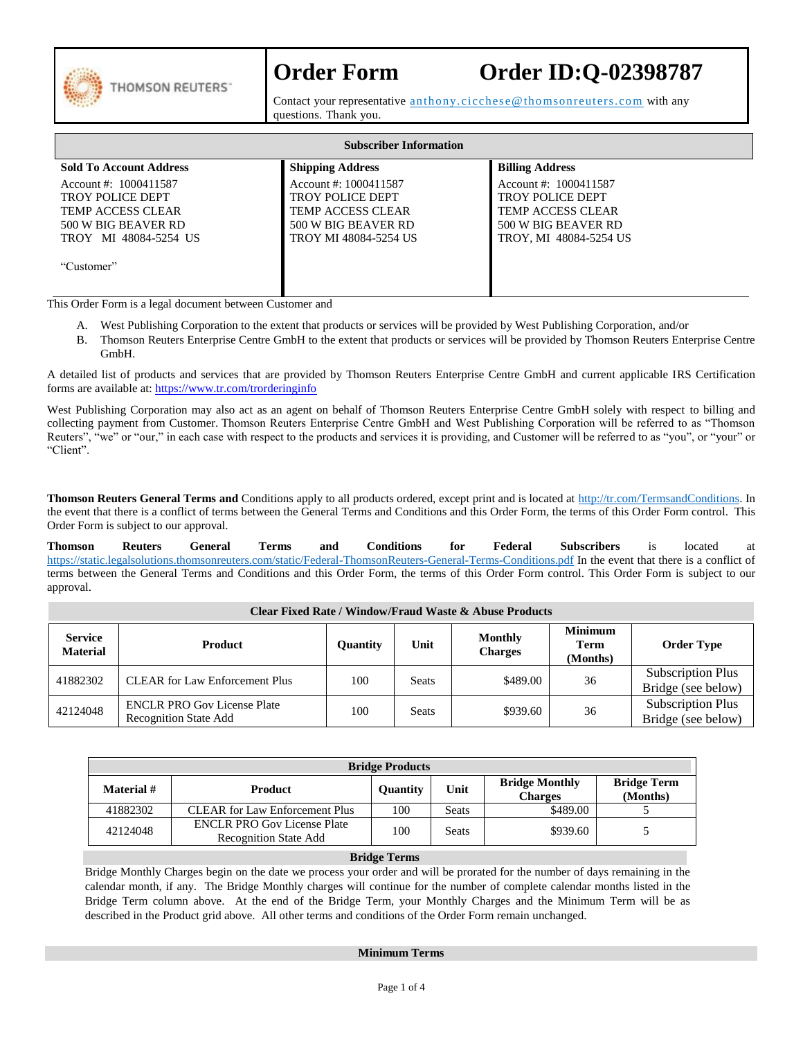# Order Form Order ID:Q-02398787

Contact your representative anthony.cicchese@thomsonreuters.com with any questions. Thank you.

## Subscriber Information

| Sold To Account Address | Shipping Address | Billing Address |
|---|---|---|
| Account #: 1000411587<br>TROY POLICE DEPT<br>TEMP ACCESS CLEAR<br>500 W BIG BEAVER RD<br>TROY MI 48084-5254 US<br><br>"Customer" | Account #: 1000411587<br>TROY POLICE DEPT<br>TEMP ACCESS CLEAR<br>500 W BIG BEAVER RD<br>TROY MI 48084-5254 US | Account #: 1000411587<br>TROY POLICE DEPT<br>TEMP ACCESS CLEAR<br>500 W BIG BEAVER RD<br>TROY, MI 48084-5254 US |

This Order Form is a legal document between Customer and

A. West Publishing Corporation to the extent that products or services will be provided by West Publishing Corporation, and/or
B. Thomson Reuters Enterprise Centre GmbH to the extent that products or services will be provided by Thomson Reuters Enterprise Centre GmbH.

A detailed list of products and services that are provided by Thomson Reuters Enterprise Centre GmbH and current applicable IRS Certification forms are available at: https://www.tr.com/trorderinginfo

West Publishing Corporation may also act as an agent on behalf of Thomson Reuters Enterprise Centre GmbH solely with respect to billing and collecting payment from Customer. Thomson Reuters Enterprise Centre GmbH and West Publishing Corporation will be referred to as "Thomson Reuters", "we" or "our," in each case with respect to the products and services it is providing, and Customer will be referred to as "you", or "your" or "Client".

**Thomson Reuters General Terms and** Conditions apply to all products ordered, except print and is located at http://tr.com/TermsandConditions. In the event that there is a conflict of terms between the General Terms and Conditions and this Order Form, the terms of this Order Form control. This Order Form is subject to our approval.

**Thomson Reuters General Terms and Conditions for Federal Subscribers** is located at https://static.legalsolutions.thomsonreuters.com/static/Federal-ThomsonReuters-General-Terms-Conditions.pdf In the event that there is a conflict of terms between the General Terms and Conditions and this Order Form, the terms of this Order Form control. This Order Form is subject to our approval.

## Clear Fixed Rate / Window/Fraud Waste & Abuse Products

| Service Material | Product | Quantity | Unit | Monthly Charges | Minimum Term (Months) | Order Type |
|---|---|---|---|---|---|---|
| 41882302 | CLEAR for Law Enforcement Plus | 100 | Seats | $489.00 | 36 | Subscription Plus Bridge (see below) |
| 42124048 | ENCLR PRO Gov License Plate Recognition State Add | 100 | Seats | $939.60 | 36 | Subscription Plus Bridge (see below) |

## Bridge Products

| Material # | Product | Quantity | Unit | Bridge Monthly Charges | Bridge Term (Months) |
|---|---|---|---|---|---|
| 41882302 | CLEAR for Law Enforcement Plus | 100 | Seats | $489.00 | 5 |
| 42124048 | ENCLR PRO Gov License Plate Recognition State Add | 100 | Seats | $939.60 | 5 |

## Bridge Terms

Bridge Monthly Charges begin on the date we process your order and will be prorated for the number of days remaining in the calendar month, if any. The Bridge Monthly charges will continue for the number of complete calendar months listed in the Bridge Term column above. At the end of the Bridge Term, your Monthly Charges and the Minimum Term will be as described in the Product grid above. All other terms and conditions of the Order Form remain unchanged.

## Minimum Terms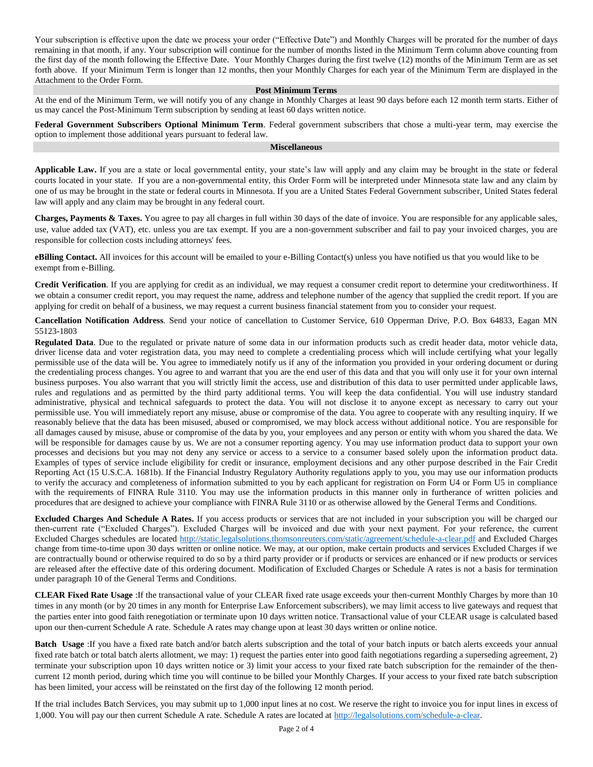Your subscription is effective upon the date we process your order ("Effective Date") and Monthly Charges will be prorated for the number of days remaining in that month, if any. Your subscription will continue for the number of months listed in the Minimum Term column above counting from the first day of the month following the Effective Date. Your Monthly Charges during the first twelve (12) months of the Minimum Term are as set forth above. If your Minimum Term is longer than 12 months, then your Monthly Charges for each year of the Minimum Term are displayed in the Attachment to the Order Form.

## Post Minimum Terms

At the end of the Minimum Term, we will notify you of any change in Monthly Charges at least 90 days before each 12 month term starts. Either of us may cancel the Post-Minimum Term subscription by sending at least 60 days written notice.

**Federal Government Subscribers Optional Minimum Term**. Federal government subscribers that chose a multi-year term, may exercise the option to implement those additional years pursuant to federal law.

## Miscellaneous

**Applicable Law.** If you are a state or local governmental entity, your state's law will apply and any claim may be brought in the state or federal courts located in your state. If you are a non-governmental entity, this Order Form will be interpreted under Minnesota state law and any claim by one of us may be brought in the state or federal courts in Minnesota. If you are a United States Federal Government subscriber, United States federal law will apply and any claim may be brought in any federal court.

**Charges, Payments & Taxes.** You agree to pay all charges in full within 30 days of the date of invoice. You are responsible for any applicable sales, use, value added tax (VAT), etc. unless you are tax exempt. If you are a non-government subscriber and fail to pay your invoiced charges, you are responsible for collection costs including attorneys' fees.

**eBilling Contact.** All invoices for this account will be emailed to your e-Billing Contact(s) unless you have notified us that you would like to be exempt from e-Billing.

**Credit Verification**. If you are applying for credit as an individual, we may request a consumer credit report to determine your creditworthiness. If we obtain a consumer credit report, you may request the name, address and telephone number of the agency that supplied the credit report. If you are applying for credit on behalf of a business, we may request a current business financial statement from you to consider your request.

**Cancellation Notification Address**. Send your notice of cancellation to Customer Service, 610 Opperman Drive, P.O. Box 64833, Eagan MN 55123-1803

**Regulated Data**. Due to the regulated or private nature of some data in our information products such as credit header data, motor vehicle data, driver license data and voter registration data, you may need to complete a credentialing process which will include certifying what your legally permissible use of the data will be. You agree to immediately notify us if any of the information you provided in your ordering document or during the credentialing process changes. You agree to and warrant that you are the end user of this data and that you will only use it for your own internal business purposes. You also warrant that you will strictly limit the access, use and distribution of this data to user permitted under applicable laws, rules and regulations and as permitted by the third party additional terms. You will keep the data confidential. You will use industry standard administrative, physical and technical safeguards to protect the data. You will not disclose it to anyone except as necessary to carry out your permissible use. You will immediately report any misuse, abuse or compromise of the data. You agree to cooperate with any resulting inquiry. If we reasonably believe that the data has been misused, abused or compromised, we may block access without additional notice. You are responsible for all damages caused by misuse, abuse or compromise of the data by you, your employees and any person or entity with whom you shared the data. We will be responsible for damages cause by us. We are not a consumer reporting agency. You may use information product data to support your own processes and decisions but you may not deny any service or access to a service to a consumer based solely upon the information product data. Examples of types of service include eligibility for credit or insurance, employment decisions and any other purpose described in the Fair Credit Reporting Act (15 U.S.C.A. 1681b). If the Financial Industry Regulatory Authority regulations apply to you, you may use our information products to verify the accuracy and completeness of information submitted to you by each applicant for registration on Form U4 or Form U5 in compliance with the requirements of FINRA Rule 3110. You may use the information products in this manner only in furtherance of written policies and procedures that are designed to achieve your compliance with FINRA Rule 3110 or as otherwise allowed by the General Terms and Conditions.

**Excluded Charges And Schedule A Rates.** If you access products or services that are not included in your subscription you will be charged our then-current rate ("Excluded Charges"). Excluded Charges will be invoiced and due with your next payment. For your reference, the current Excluded Charges schedules are located http://static.legalsolutions.thomsonreuters.com/static/agreement/schedule-a-clear.pdf and Excluded Charges change from time-to-time upon 30 days written or online notice. We may, at our option, make certain products and services Excluded Charges if we are contractually bound or otherwise required to do so by a third party provider or if products or services are enhanced or if new products or services are released after the effective date of this ordering document. Modification of Excluded Charges or Schedule A rates is not a basis for termination under paragraph 10 of the General Terms and Conditions.

**CLEAR Fixed Rate Usage** :If the transactional value of your CLEAR fixed rate usage exceeds your then-current Monthly Charges by more than 10 times in any month (or by 20 times in any month for Enterprise Law Enforcement subscribers), we may limit access to live gateways and request that the parties enter into good faith renegotiation or terminate upon 10 days written notice. Transactional value of your CLEAR usage is calculated based upon our then-current Schedule A rate. Schedule A rates may change upon at least 30 days written or online notice.

**Batch Usage** :If you have a fixed rate batch and/or batch alerts subscription and the total of your batch inputs or batch alerts exceeds your annual fixed rate batch or total batch alerts allotment, we may: 1) request the parties enter into good faith negotiations regarding a superseding agreement, 2) terminate your subscription upon 10 days written notice or 3) limit your access to your fixed rate batch subscription for the remainder of the then-current 12 month period, during which time you will continue to be billed your Monthly Charges. If your access to your fixed rate batch subscription has been limited, your access will be reinstated on the first day of the following 12 month period.

If the trial includes Batch Services, you may submit up to 1,000 input lines at no cost. We reserve the right to invoice you for input lines in excess of 1,000. You will pay our then current Schedule A rate. Schedule A rates are located at http://legalsolutions.com/schedule-a-clear.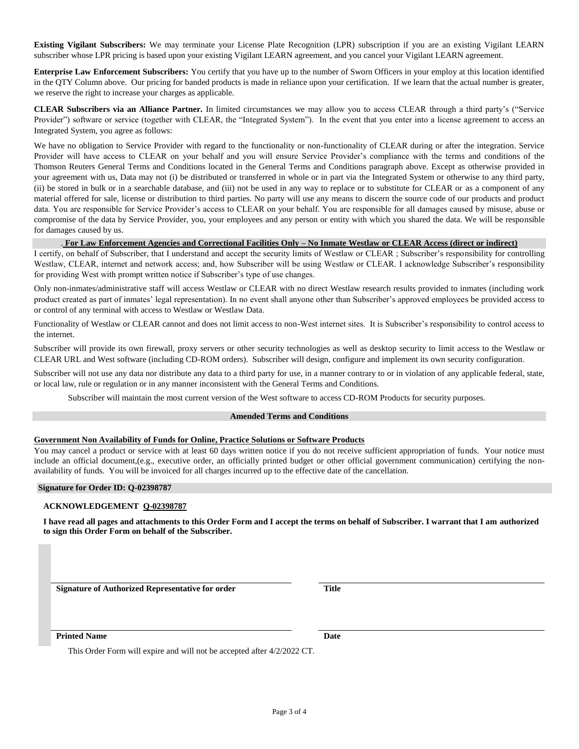**Existing Vigilant Subscribers:** We may terminate your License Plate Recognition (LPR) subscription if you are an existing Vigilant LEARN subscriber whose LPR pricing is based upon your existing Vigilant LEARN agreement, and you cancel your Vigilant LEARN agreement.

**Enterprise Law Enforcement Subscribers:** You certify that you have up to the number of Sworn Officers in your employ at this location identified in the QTY Column above. Our pricing for banded products is made in reliance upon your certification. If we learn that the actual number is greater, we reserve the right to increase your charges as applicable.

**CLEAR Subscribers via an Alliance Partner.** In limited circumstances we may allow you to access CLEAR through a third party's ("Service Provider") software or service (together with CLEAR, the "Integrated System"). In the event that you enter into a license agreement to access an Integrated System, you agree as follows:

We have no obligation to Service Provider with regard to the functionality or non-functionality of CLEAR during or after the integration. Service Provider will have access to CLEAR on your behalf and you will ensure Service Provider's compliance with the terms and conditions of the Thomson Reuters General Terms and Conditions located in the General Terms and Conditions paragraph above. Except as otherwise provided in your agreement with us, Data may not (i) be distributed or transferred in whole or in part via the Integrated System or otherwise to any third party, (ii) be stored in bulk or in a searchable database, and (iii) not be used in any way to replace or to substitute for CLEAR or as a component of any material offered for sale, license or distribution to third parties. No party will use any means to discern the source code of our products and product data. You are responsible for Service Provider's access to CLEAR on your behalf. You are responsible for all damages caused by misuse, abuse or compromise of the data by Service Provider, you, your employees and any person or entity with which you shared the data. We will be responsible for damages caused by us.

**For Law Enforcement Agencies and Correctional Facilities Only – No Inmate Westlaw or CLEAR Access (direct or indirect)**

I certify, on behalf of Subscriber, that I understand and accept the security limits of Westlaw or CLEAR ; Subscriber's responsibility for controlling Westlaw, CLEAR, internet and network access; and, how Subscriber will be using Westlaw or CLEAR. I acknowledge Subscriber's responsibility for providing West with prompt written notice if Subscriber's type of use changes.

Only non-inmates/administrative staff will access Westlaw or CLEAR with no direct Westlaw research results provided to inmates (including work product created as part of inmates' legal representation). In no event shall anyone other than Subscriber's approved employees be provided access to or control of any terminal with access to Westlaw or Westlaw Data.

Functionality of Westlaw or CLEAR cannot and does not limit access to non-West internet sites. It is Subscriber's responsibility to control access to the internet.

Subscriber will provide its own firewall, proxy servers or other security technologies as well as desktop security to limit access to the Westlaw or CLEAR URL and West software (including CD-ROM orders). Subscriber will design, configure and implement its own security configuration.

Subscriber will not use any data nor distribute any data to a third party for use, in a manner contrary to or in violation of any applicable federal, state, or local law, rule or regulation or in any manner inconsistent with the General Terms and Conditions.

Subscriber will maintain the most current version of the West software to access CD-ROM Products for security purposes.

## Amended Terms and Conditions

**Government Non Availability of Funds for Online, Practice Solutions or Software Products**

You may cancel a product or service with at least 60 days written notice if you do not receive sufficient appropriation of funds. Your notice must include an official document,(e.g., executive order, an officially printed budget or other official government communication) certifying the non-availability of funds. You will be invoiced for all charges incurred up to the effective date of the cancellation.

**Signature for Order ID: Q-02398787**

**ACKNOWLEDGEMENT Q-02398787**

**I have read all pages and attachments to this Order Form and I accept the terms on behalf of Subscriber. I warrant that I am authorized to sign this Order Form on behalf of the Subscriber.**

| | |
|---|---|
| **Signature of Authorized Representative for order** | **Title** |
| **Printed Name** | **Date** |

This Order Form will expire and will not be accepted after 4/2/2022 CT.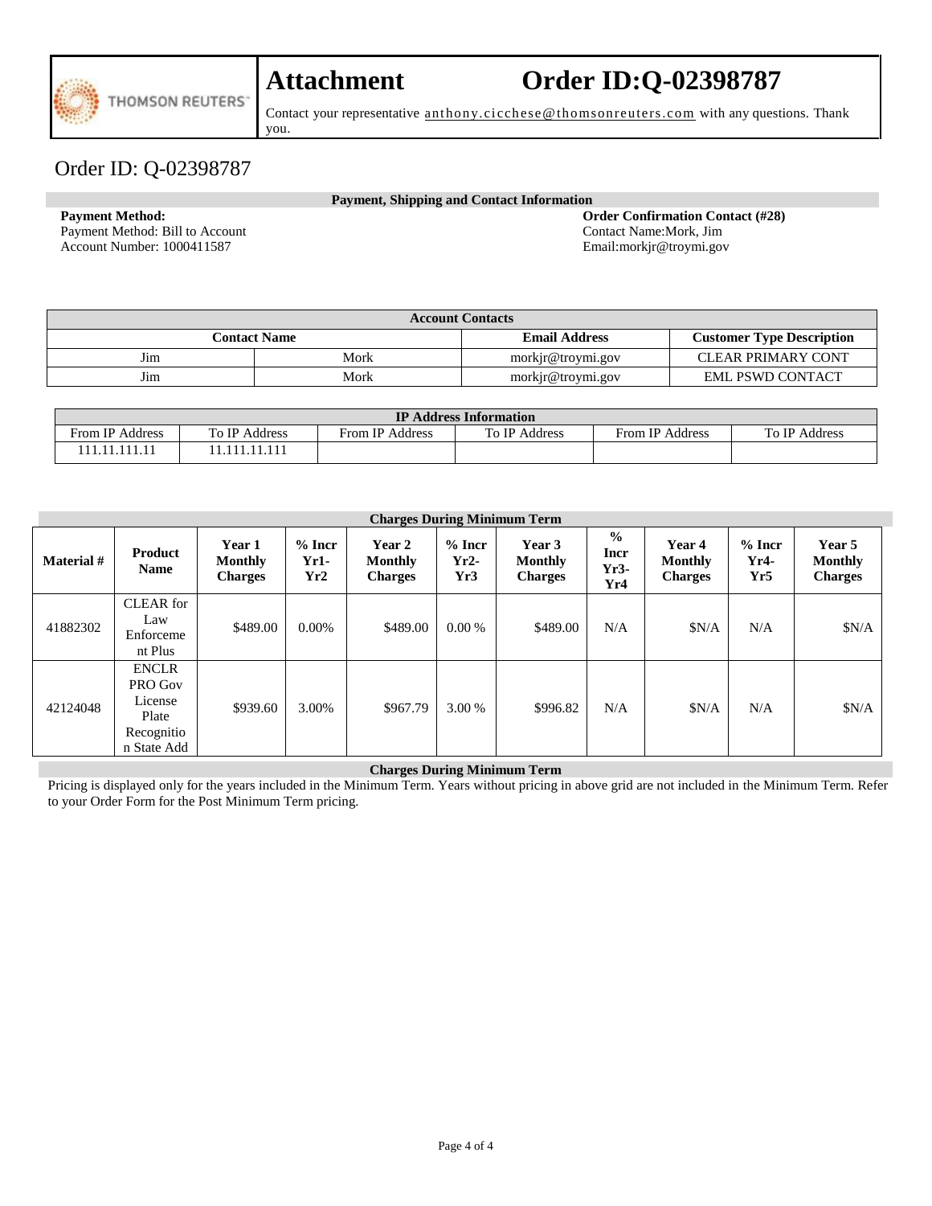# Attachment — Order ID:Q-02398787

Contact your representative anthony.cicchese@thomsonreuters.com with any questions. Thank you.

## Order ID: Q-02398787

**Payment, Shipping and Contact Information**

**Payment Method:**
Payment Method: Bill to Account
Account Number: 1000411587

**Order Confirmation Contact (#28)**
Contact Name:Mork, Jim
Email:morkjr@troymi.gov

**Account Contacts**

| Contact Name | | Email Address | Customer Type Description |
|---|---|---|---|
| Jim | Mork | morkjr@troymi.gov | CLEAR PRIMARY CONT |
| Jim | Mork | morkjr@troymi.gov | EML PSWD CONTACT |

**IP Address Information**

| From IP Address | To IP Address | From IP Address | To IP Address | From IP Address | To IP Address |
|---|---|---|---|---|---|
| 111.11.111.11 | 11.111.11.111 | | | | |

**Charges During Minimum Term**

| Material # | Product Name | Year 1 Monthly Charges | % Incr Yr1-Yr2 | Year 2 Monthly Charges | % Incr Yr2-Yr3 | Year 3 Monthly Charges | % Incr Yr3-Yr4 | Year 4 Monthly Charges | % Incr Yr4-Yr5 | Year 5 Monthly Charges |
|---|---|---|---|---|---|---|---|---|---|---|
| 41882302 | CLEAR for Law Enforcement Plus | $489.00 | 0.00% | $489.00 | 0.00 % | $489.00 | N/A | $N/A | N/A | $N/A |
| 42124048 | ENCLR PRO Gov License Plate Recognition State Add | $939.60 | 3.00% | $967.79 | 3.00 % | $996.82 | N/A | $N/A | N/A | $N/A |

**Charges During Minimum Term**

Pricing is displayed only for the years included in the Minimum Term. Years without pricing in above grid are not included in the Minimum Term. Refer to your Order Form for the Post Minimum Term pricing.